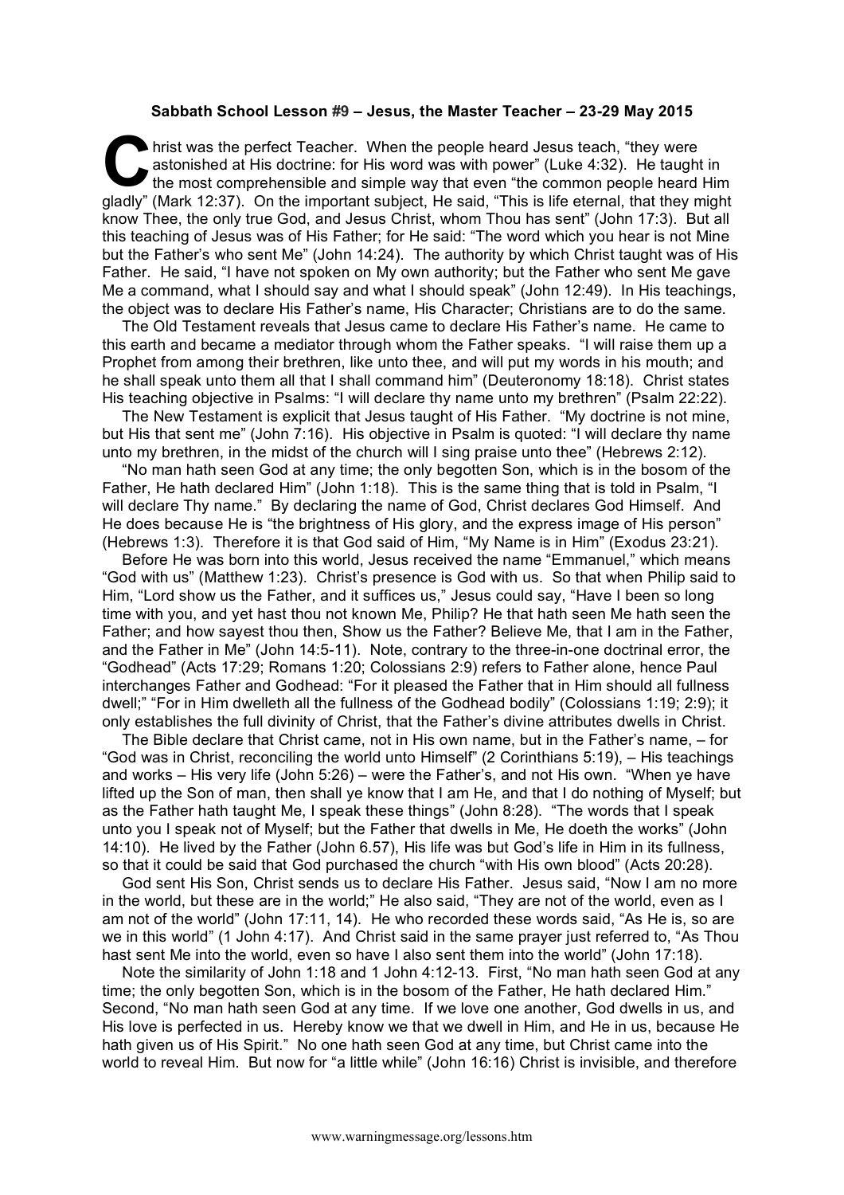**Sabbath School Lesson #9 – Jesus, the Master Teacher – 23-29 May 2015**

Christ was the perfect Teacher. When the people heard Jesus teach, "they were astonished at His doctrine: for His word was with power" (Luke 4:32). He taught in the most comprehensible and simple way that even "the common people heard Him gladly" (Mark 12:37). On the important subject, He said, "This is life eternal, that they might know Thee, the only true God, and Jesus Christ, whom Thou has sent" (John 17:3). But all this teaching of Jesus was of His Father; for He said: "The word which you hear is not Mine but the Father's who sent Me" (John 14:24). The authority by which Christ taught was of His Father. He said, "I have not spoken on My own authority; but the Father who sent Me gave Me a command, what I should say and what I should speak" (John 12:49). In His teachings, the object was to declare His Father's name, His Character; Christians are to do the same.

The Old Testament reveals that Jesus came to declare His Father's name. He came to this earth and became a mediator through whom the Father speaks. "I will raise them up a Prophet from among their brethren, like unto thee, and will put my words in his mouth; and he shall speak unto them all that I shall command him" (Deuteronomy 18:18). Christ states His teaching objective in Psalms: "I will declare thy name unto my brethren" (Psalm 22:22).

The New Testament is explicit that Jesus taught of His Father. "My doctrine is not mine, but His that sent me" (John 7:16). His objective in Psalm is quoted: "I will declare thy name unto my brethren, in the midst of the church will I sing praise unto thee" (Hebrews 2:12).

"No man hath seen God at any time; the only begotten Son, which is in the bosom of the Father, He hath declared Him" (John 1:18). This is the same thing that is told in Psalm, "I will declare Thy name." By declaring the name of God, Christ declares God Himself. And He does because He is "the brightness of His glory, and the express image of His person" (Hebrews 1:3). Therefore it is that God said of Him, "My Name is in Him" (Exodus 23:21).

Before He was born into this world, Jesus received the name "Emmanuel," which means "God with us" (Matthew 1:23). Christ's presence is God with us. So that when Philip said to Him, "Lord show us the Father, and it suffices us," Jesus could say, "Have I been so long time with you, and yet hast thou not known Me, Philip? He that hath seen Me hath seen the Father; and how sayest thou then, Show us the Father? Believe Me, that I am in the Father, and the Father in Me" (John 14:5-11). Note, contrary to the three-in-one doctrinal error, the "Godhead" (Acts 17:29; Romans 1:20; Colossians 2:9) refers to Father alone, hence Paul interchanges Father and Godhead: "For it pleased the Father that in Him should all fullness dwell;" "For in Him dwelleth all the fullness of the Godhead bodily" (Colossians 1:19; 2:9); it only establishes the full divinity of Christ, that the Father's divine attributes dwells in Christ.

The Bible declare that Christ came, not in His own name, but in the Father's name, – for "God was in Christ, reconciling the world unto Himself" (2 Corinthians 5:19), – His teachings and works – His very life (John 5:26) – were the Father's, and not His own. "When ye have lifted up the Son of man, then shall ye know that I am He, and that I do nothing of Myself; but as the Father hath taught Me, I speak these things" (John 8:28). "The words that I speak unto you I speak not of Myself; but the Father that dwells in Me, He doeth the works" (John 14:10). He lived by the Father (John 6.57), His life was but God's life in Him in its fullness, so that it could be said that God purchased the church "with His own blood" (Acts 20:28).

God sent His Son, Christ sends us to declare His Father. Jesus said, "Now I am no more in the world, but these are in the world;" He also said, "They are not of the world, even as I am not of the world" (John 17:11, 14). He who recorded these words said, "As He is, so are we in this world" (1 John 4:17). And Christ said in the same prayer just referred to, "As Thou hast sent Me into the world, even so have I also sent them into the world" (John 17:18).

Note the similarity of John 1:18 and 1 John 4:12-13. First, "No man hath seen God at any time; the only begotten Son, which is in the bosom of the Father, He hath declared Him." Second, "No man hath seen God at any time. If we love one another, God dwells in us, and His love is perfected in us. Hereby know we that we dwell in Him, and He in us, because He hath given us of His Spirit." No one hath seen God at any time, but Christ came into the world to reveal Him. But now for "a little while" (John 16:16) Christ is invisible, and therefore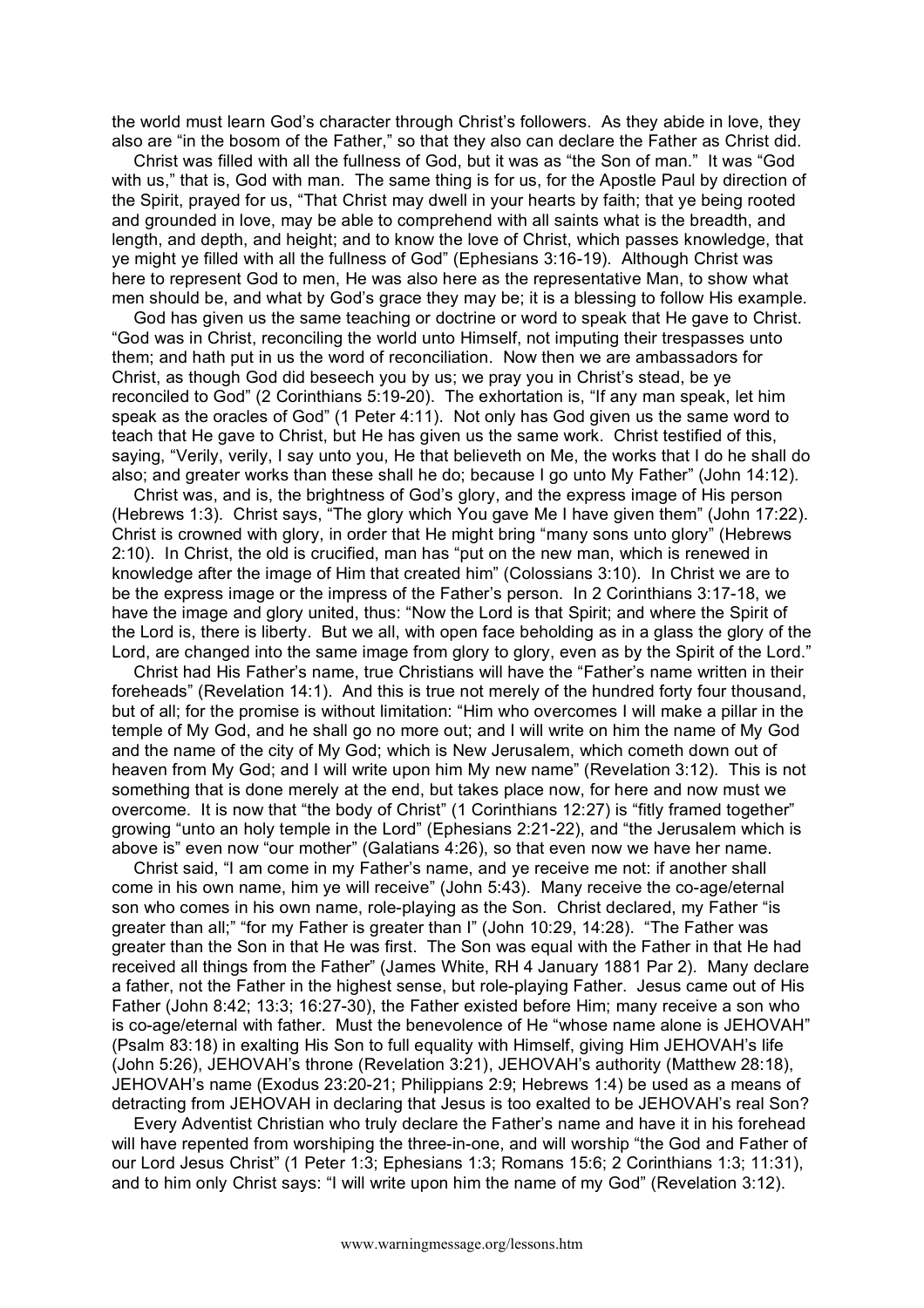the world must learn God's character through Christ's followers. As they abide in love, they also are "in the bosom of the Father," so that they also can declare the Father as Christ did.

Christ was filled with all the fullness of God, but it was as "the Son of man." It was "God with us," that is, God with man. The same thing is for us, for the Apostle Paul by direction of the Spirit, prayed for us, "That Christ may dwell in your hearts by faith; that ye being rooted and grounded in love, may be able to comprehend with all saints what is the breadth, and length, and depth, and height; and to know the love of Christ, which passes knowledge, that ye might ye filled with all the fullness of God" (Ephesians 3:16-19). Although Christ was here to represent God to men, He was also here as the representative Man, to show what men should be, and what by God's grace they may be; it is a blessing to follow His example.

God has given us the same teaching or doctrine or word to speak that He gave to Christ. "God was in Christ, reconciling the world unto Himself, not imputing their trespasses unto them; and hath put in us the word of reconciliation. Now then we are ambassadors for Christ, as though God did beseech you by us; we pray you in Christ's stead, be ye reconciled to God" (2 Corinthians 5:19-20). The exhortation is, "If any man speak, let him speak as the oracles of God" (1 Peter 4:11). Not only has God given us the same word to teach that He gave to Christ, but He has given us the same work. Christ testified of this, saying, "Verily, verily, I say unto you, He that believeth on Me, the works that I do he shall do also; and greater works than these shall he do; because I go unto My Father" (John 14:12).

Christ was, and is, the brightness of God's glory, and the express image of His person (Hebrews 1:3). Christ says, "The glory which You gave Me I have given them" (John 17:22). Christ is crowned with glory, in order that He might bring "many sons unto glory" (Hebrews 2:10). In Christ, the old is crucified, man has "put on the new man, which is renewed in knowledge after the image of Him that created him" (Colossians 3:10). In Christ we are to be the express image or the impress of the Father's person. In 2 Corinthians 3:17-18, we have the image and glory united, thus: "Now the Lord is that Spirit; and where the Spirit of the Lord is, there is liberty. But we all, with open face beholding as in a glass the glory of the Lord, are changed into the same image from glory to glory, even as by the Spirit of the Lord."

Christ had His Father's name, true Christians will have the "Father's name written in their foreheads" (Revelation 14:1). And this is true not merely of the hundred forty four thousand, but of all; for the promise is without limitation: "Him who overcomes I will make a pillar in the temple of My God, and he shall go no more out; and I will write on him the name of My God and the name of the city of My God; which is New Jerusalem, which cometh down out of heaven from My God; and I will write upon him My new name" (Revelation 3:12). This is not something that is done merely at the end, but takes place now, for here and now must we overcome. It is now that "the body of Christ" (1 Corinthians 12:27) is "fitly framed together" growing "unto an holy temple in the Lord" (Ephesians 2:21-22), and "the Jerusalem which is above is" even now "our mother" (Galatians 4:26), so that even now we have her name.

Christ said, "I am come in my Father's name, and ye receive me not: if another shall come in his own name, him ye will receive" (John 5:43). Many receive the co-age/eternal son who comes in his own name, role-playing as the Son. Christ declared, my Father "is greater than all;" "for my Father is greater than I" (John 10:29, 14:28). "The Father was greater than the Son in that He was first. The Son was equal with the Father in that He had received all things from the Father" (James White, RH 4 January 1881 Par 2). Many declare a father, not the Father in the highest sense, but role-playing Father. Jesus came out of His Father (John 8:42; 13:3; 16:27-30), the Father existed before Him; many receive a son who is co-age/eternal with father. Must the benevolence of He "whose name alone is JEHOVAH" (Psalm 83:18) in exalting His Son to full equality with Himself, giving Him JEHOVAH's life (John 5:26), JEHOVAH's throne (Revelation 3:21), JEHOVAH's authority (Matthew 28:18), JEHOVAH's name (Exodus 23:20-21; Philippians 2:9; Hebrews 1:4) be used as a means of detracting from JEHOVAH in declaring that Jesus is too exalted to be JEHOVAH's real Son?

Every Adventist Christian who truly declare the Father's name and have it in his forehead will have repented from worshiping the three-in-one, and will worship "the God and Father of our Lord Jesus Christ" (1 Peter 1:3; Ephesians 1:3; Romans 15:6; 2 Corinthians 1:3; 11:31), and to him only Christ says: "I will write upon him the name of my God" (Revelation 3:12).

www.warningmessage.org/lessons.htm